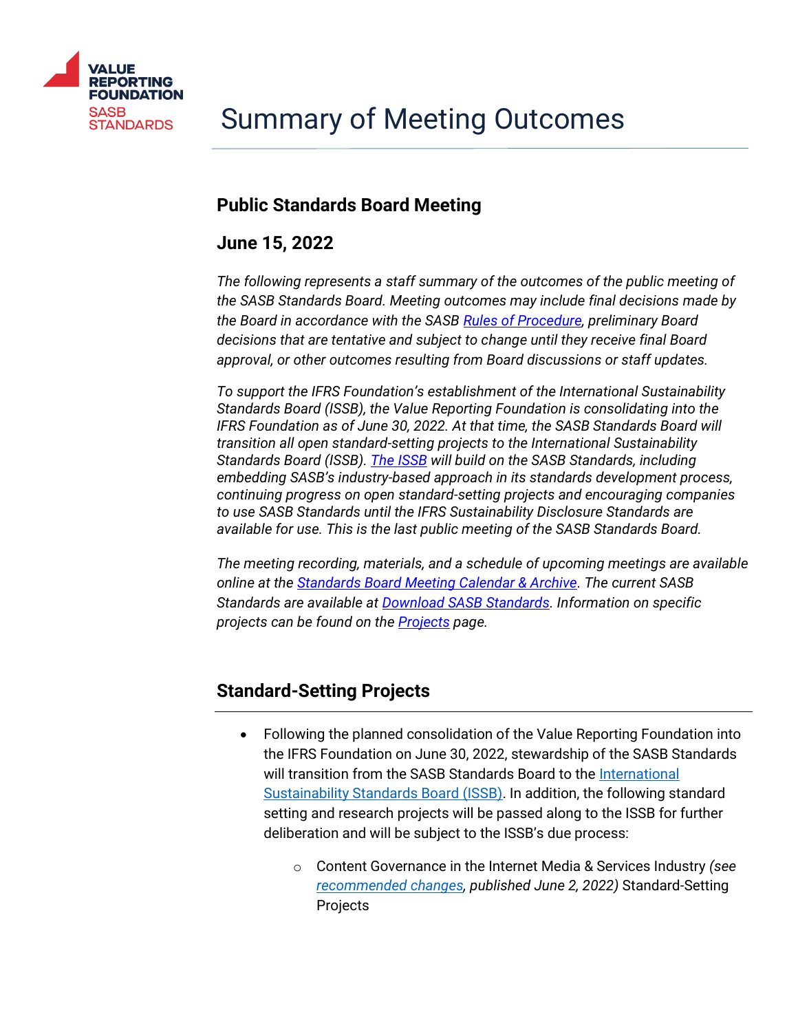VALUE REPORTING FOUNDATION
SASB STANDARDS

# Summary of Meeting Outcomes

## Public Standards Board Meeting

## June 15, 2022

*The following represents a staff summary of the outcomes of the public meeting of the SASB Standards Board. Meeting outcomes may include final decisions made by the Board in accordance with the SASB [Rules of Procedure](), preliminary Board decisions that are tentative and subject to change until they receive final Board approval, or other outcomes resulting from Board discussions or staff updates.*

*To support the IFRS Foundation's establishment of the International Sustainability Standards Board (ISSB), the Value Reporting Foundation is consolidating into the IFRS Foundation as of June 30, 2022. At that time, the SASB Standards Board will transition all open standard-setting projects to the International Sustainability Standards Board (ISSB). [The ISSB]() will build on the SASB Standards, including embedding SASB's industry-based approach in its standards development process, continuing progress on open standard-setting projects and encouraging companies to use SASB Standards until the IFRS Sustainability Disclosure Standards are available for use. This is the last public meeting of the SASB Standards Board.*

*The meeting recording, materials, and a schedule of upcoming meetings are available online at the [Standards Board Meeting Calendar & Archive](). The current SASB Standards are available at [Download SASB Standards](). Information on specific projects can be found on the [Projects]() page.*

## Standard-Setting Projects

- Following the planned consolidation of the Value Reporting Foundation into the IFRS Foundation on June 30, 2022, stewardship of the SASB Standards will transition from the SASB Standards Board to the [International Sustainability Standards Board (ISSB)](). In addition, the following standard setting and research projects will be passed along to the ISSB for further deliberation and will be subject to the ISSB's due process:
    - Content Governance in the Internet Media & Services Industry *(see [recommended changes](), published June 2, 2022)* Standard-Setting Projects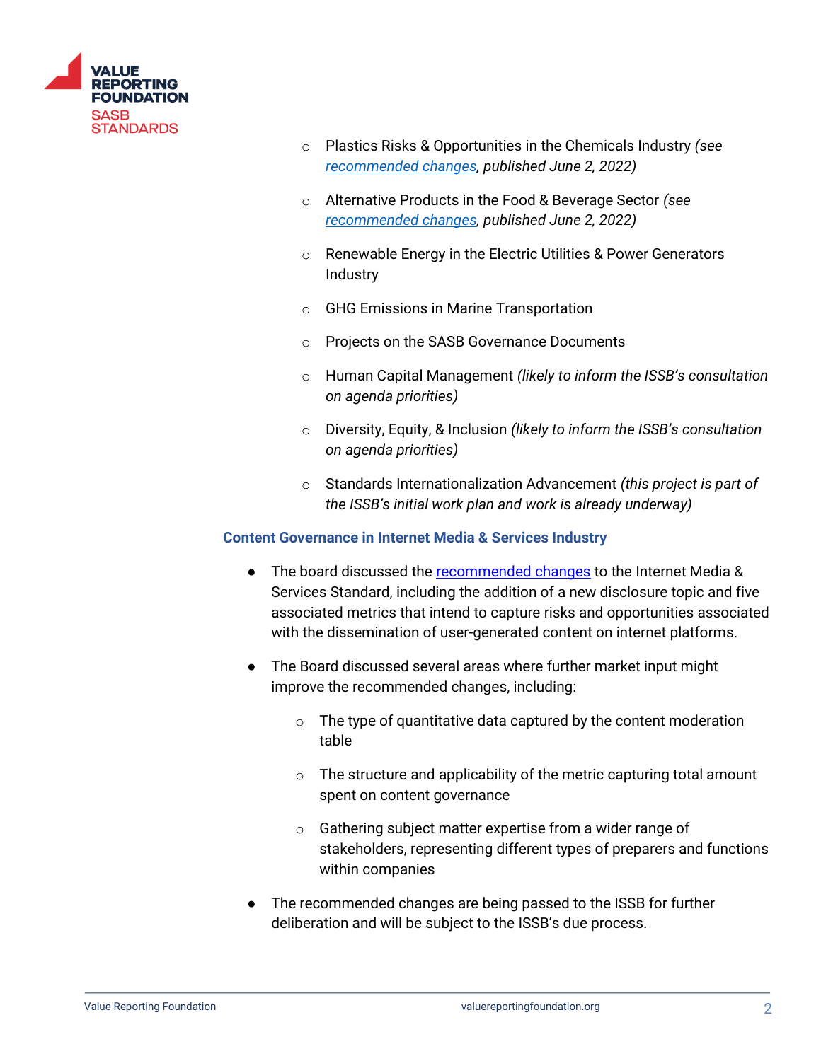- Plastics Risks & Opportunities in the Chemicals Industry *(see recommended changes, published June 2, 2022)*
- Alternative Products in the Food & Beverage Sector *(see recommended changes, published June 2, 2022)*
- Renewable Energy in the Electric Utilities & Power Generators Industry
- GHG Emissions in Marine Transportation
- Projects on the SASB Governance Documents
- Human Capital Management *(likely to inform the ISSB's consultation on agenda priorities)*
- Diversity, Equity, & Inclusion *(likely to inform the ISSB's consultation on agenda priorities)*
- Standards Internationalization Advancement *(this project is part of the ISSB's initial work plan and work is already underway)*

### Content Governance in Internet Media & Services Industry

- The board discussed the recommended changes to the Internet Media & Services Standard, including the addition of a new disclosure topic and five associated metrics that intend to capture risks and opportunities associated with the dissemination of user-generated content on internet platforms.
- The Board discussed several areas where further market input might improve the recommended changes, including:
    - The type of quantitative data captured by the content moderation table
    - The structure and applicability of the metric capturing total amount spent on content governance
    - Gathering subject matter expertise from a wider range of stakeholders, representing different types of preparers and functions within companies
- The recommended changes are being passed to the ISSB for further deliberation and will be subject to the ISSB's due process.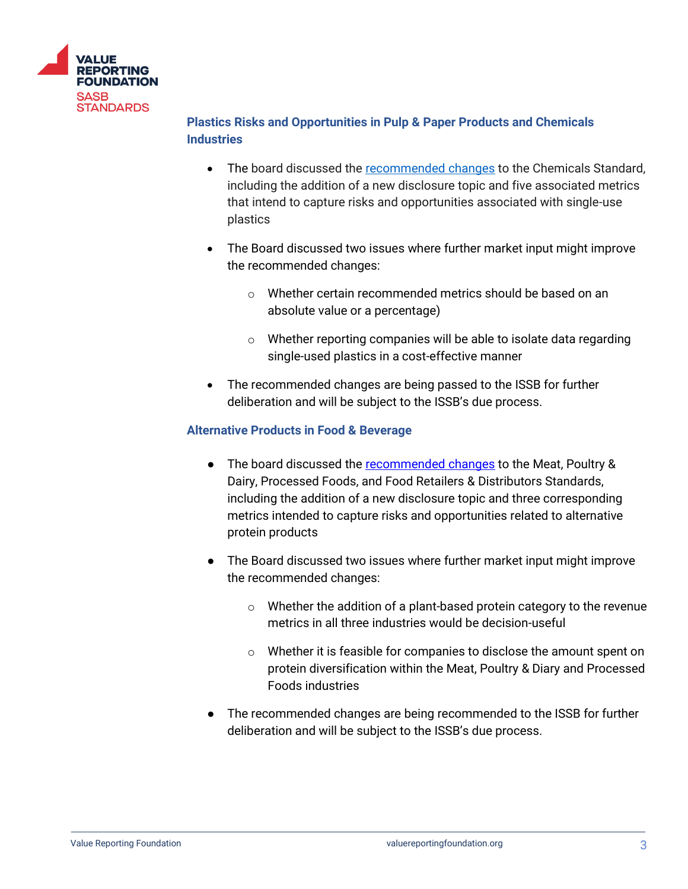### Plastics Risks and Opportunities in Pulp & Paper Products and Chemicals Industries

- The board discussed the [recommended changes](#) to the Chemicals Standard, including the addition of a new disclosure topic and five associated metrics that intend to capture risks and opportunities associated with single-use plastics
- The Board discussed two issues where further market input might improve the recommended changes:
  - Whether certain recommended metrics should be based on an absolute value or a percentage)
  - Whether reporting companies will be able to isolate data regarding single-used plastics in a cost-effective manner
- The recommended changes are being passed to the ISSB for further deliberation and will be subject to the ISSB's due process.

### Alternative Products in Food & Beverage

- The board discussed the [recommended changes](#) to the Meat, Poultry & Dairy, Processed Foods, and Food Retailers & Distributors Standards, including the addition of a new disclosure topic and three corresponding metrics intended to capture risks and opportunities related to alternative protein products
- The Board discussed two issues where further market input might improve the recommended changes:
  - Whether the addition of a plant-based protein category to the revenue metrics in all three industries would be decision-useful
  - Whether it is feasible for companies to disclose the amount spent on protein diversification within the Meat, Poultry & Diary and Processed Foods industries
- The recommended changes are being recommended to the ISSB for further deliberation and will be subject to the ISSB's due process.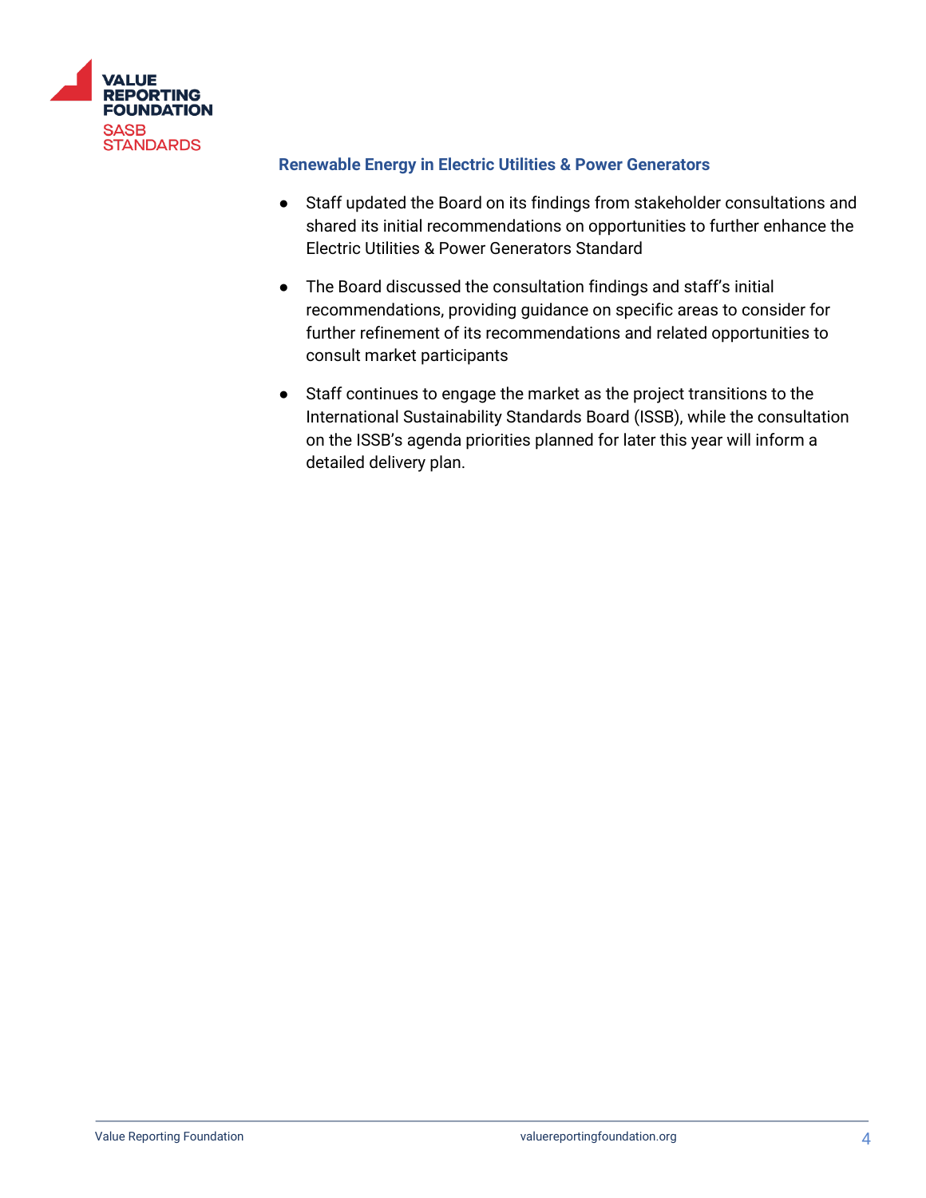### Renewable Energy in Electric Utilities & Power Generators

- Staff updated the Board on its findings from stakeholder consultations and shared its initial recommendations on opportunities to further enhance the Electric Utilities & Power Generators Standard
- The Board discussed the consultation findings and staff's initial recommendations, providing guidance on specific areas to consider for further refinement of its recommendations and related opportunities to consult market participants
- Staff continues to engage the market as the project transitions to the International Sustainability Standards Board (ISSB), while the consultation on the ISSB's agenda priorities planned for later this year will inform a detailed delivery plan.